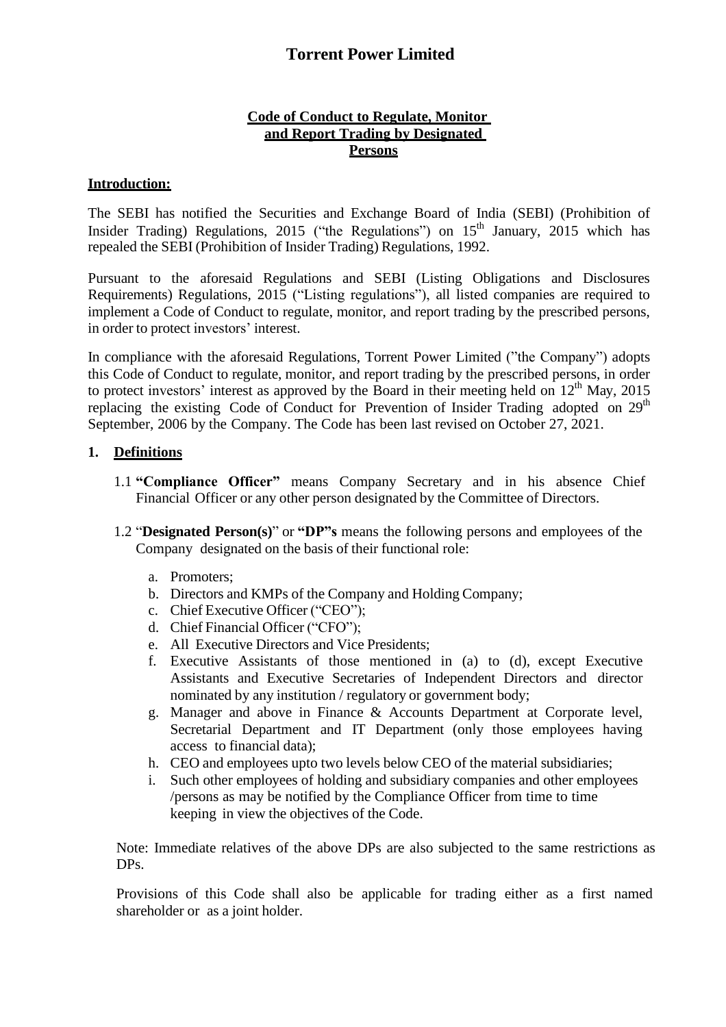# Torrent Power Limited

## Code of Conduct to Regulate, Monitor and Report Trading by Designated Persons

**Introduction:**

The SEBI has notified the Securities and Exchange Board of India (SEBI) (Prohibition of Insider Trading) Regulations, 2015 ("the Regulations") on 15th January, 2015 which has repealed the SEBI (Prohibition of Insider Trading) Regulations, 1992.

Pursuant to the aforesaid Regulations and SEBI (Listing Obligations and Disclosures Requirements) Regulations, 2015 ("Listing regulations"), all listed companies are required to implement a Code of Conduct to regulate, monitor, and report trading by the prescribed persons, in order to protect investors' interest.

In compliance with the aforesaid Regulations, Torrent Power Limited ("the Company") adopts this Code of Conduct to regulate, monitor, and report trading by the prescribed persons, in order to protect investors' interest as approved by the Board in their meeting held on 12th May, 2015 replacing the existing Code of Conduct for Prevention of Insider Trading adopted on 29th September, 2006 by the Company. The Code has been last revised on October 27, 2021.

**1. Definitions**

1.1 **"Compliance Officer"** means Company Secretary and in his absence Chief Financial Officer or any other person designated by the Committee of Directors.

1.2 "**Designated Person(s)**" or **"DP"s** means the following persons and employees of the Company designated on the basis of their functional role:

a. Promoters;
b. Directors and KMPs of the Company and Holding Company;
c. Chief Executive Officer ("CEO");
d. Chief Financial Officer ("CFO");
e. All Executive Directors and Vice Presidents;
f. Executive Assistants of those mentioned in (a) to (d), except Executive Assistants and Executive Secretaries of Independent Directors and director nominated by any institution / regulatory or government body;
g. Manager and above in Finance & Accounts Department at Corporate level, Secretarial Department and IT Department (only those employees having access to financial data);
h. CEO and employees upto two levels below CEO of the material subsidiaries;
i. Such other employees of holding and subsidiary companies and other employees /persons as may be notified by the Compliance Officer from time to time keeping in view the objectives of the Code.

Note: Immediate relatives of the above DPs are also subjected to the same restrictions as DPs.

Provisions of this Code shall also be applicable for trading either as a first named shareholder or as a joint holder.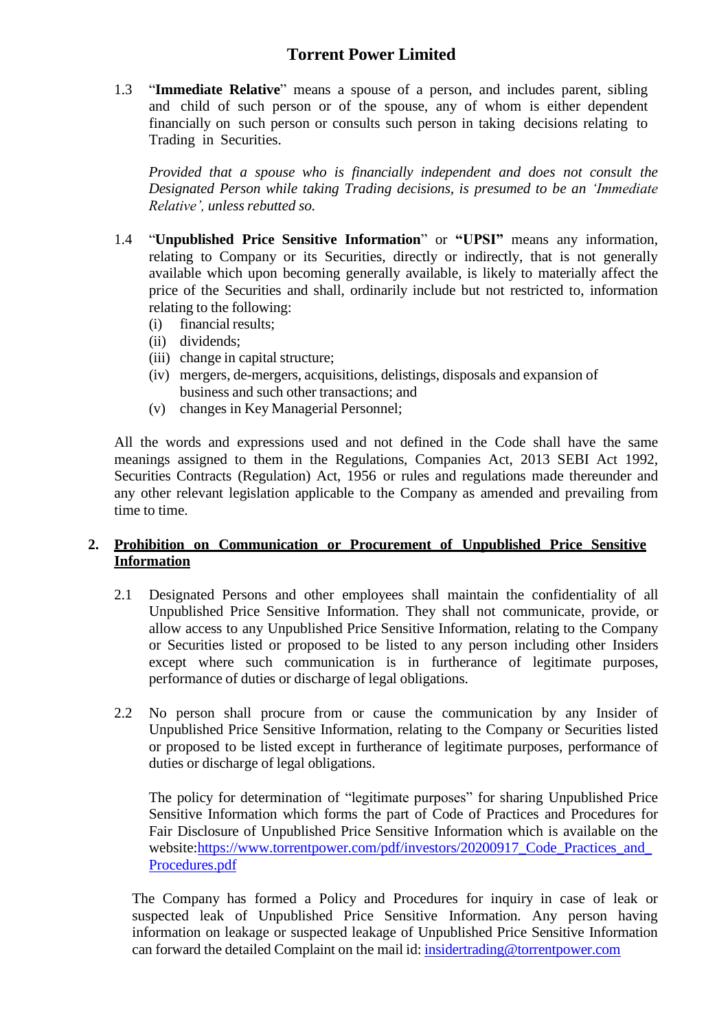1.3 "**Immediate Relative**" means a spouse of a person, and includes parent, sibling and child of such person or of the spouse, any of whom is either dependent financially on such person or consults such person in taking decisions relating to Trading in Securities.

*Provided that a spouse who is financially independent and does not consult the Designated Person while taking Trading decisions, is presumed to be an 'Immediate Relative', unless rebutted so.*

1.4 "**Unpublished Price Sensitive Information**" or **"UPSI"** means any information, relating to Company or its Securities, directly or indirectly, that is not generally available which upon becoming generally available, is likely to materially affect the price of the Securities and shall, ordinarily include but not restricted to, information relating to the following:

(i) financial results;
(ii) dividends;
(iii) change in capital structure;
(iv) mergers, de-mergers, acquisitions, delistings, disposals and expansion of business and such other transactions; and
(v) changes in Key Managerial Personnel;

All the words and expressions used and not defined in the Code shall have the same meanings assigned to them in the Regulations, Companies Act, 2013 SEBI Act 1992, Securities Contracts (Regulation) Act, 1956 or rules and regulations made thereunder and any other relevant legislation applicable to the Company as amended and prevailing from time to time.

## 2. Prohibition on Communication or Procurement of Unpublished Price Sensitive Information

2.1 Designated Persons and other employees shall maintain the confidentiality of all Unpublished Price Sensitive Information. They shall not communicate, provide, or allow access to any Unpublished Price Sensitive Information, relating to the Company or Securities listed or proposed to be listed to any person including other Insiders except where such communication is in furtherance of legitimate purposes, performance of duties or discharge of legal obligations.

2.2 No person shall procure from or cause the communication by any Insider of Unpublished Price Sensitive Information, relating to the Company or Securities listed or proposed to be listed except in furtherance of legitimate purposes, performance of duties or discharge of legal obligations.

The policy for determination of "legitimate purposes" for sharing Unpublished Price Sensitive Information which forms the part of Code of Practices and Procedures for Fair Disclosure of Unpublished Price Sensitive Information which is available on the website:https://www.torrentpower.com/pdf/investors/20200917_Code_Practices_and_Procedures.pdf

The Company has formed a Policy and Procedures for inquiry in case of leak or suspected leak of Unpublished Price Sensitive Information. Any person having information on leakage or suspected leakage of Unpublished Price Sensitive Information can forward the detailed Complaint on the mail id: insidertrading@torrentpower.com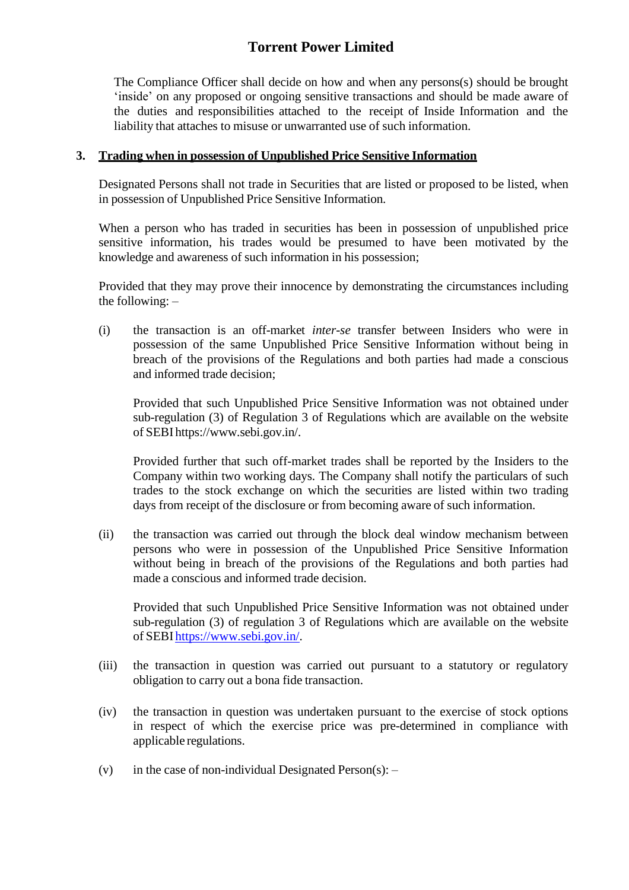The Compliance Officer shall decide on how and when any persons(s) should be brought 'inside' on any proposed or ongoing sensitive transactions and should be made aware of the duties and responsibilities attached to the receipt of Inside Information and the liability that attaches to misuse or unwarranted use of such information.

### 3. Trading when in possession of Unpublished Price Sensitive Information

Designated Persons shall not trade in Securities that are listed or proposed to be listed, when in possession of Unpublished Price Sensitive Information.

When a person who has traded in securities has been in possession of unpublished price sensitive information, his trades would be presumed to have been motivated by the knowledge and awareness of such information in his possession;

Provided that they may prove their innocence by demonstrating the circumstances including the following: –

(i) the transaction is an off-market *inter-se* transfer between Insiders who were in possession of the same Unpublished Price Sensitive Information without being in breach of the provisions of the Regulations and both parties had made a conscious and informed trade decision;

Provided that such Unpublished Price Sensitive Information was not obtained under sub-regulation (3) of Regulation 3 of Regulations which are available on the website of SEBI https://www.sebi.gov.in/.

Provided further that such off-market trades shall be reported by the Insiders to the Company within two working days. The Company shall notify the particulars of such trades to the stock exchange on which the securities are listed within two trading days from receipt of the disclosure or from becoming aware of such information.

(ii) the transaction was carried out through the block deal window mechanism between persons who were in possession of the Unpublished Price Sensitive Information without being in breach of the provisions of the Regulations and both parties had made a conscious and informed trade decision.

Provided that such Unpublished Price Sensitive Information was not obtained under sub-regulation (3) of regulation 3 of Regulations which are available on the website of SEBI https://www.sebi.gov.in/.

(iii) the transaction in question was carried out pursuant to a statutory or regulatory obligation to carry out a bona fide transaction.

(iv) the transaction in question was undertaken pursuant to the exercise of stock options in respect of which the exercise price was pre-determined in compliance with applicable regulations.

(v) in the case of non-individual Designated Person(s): –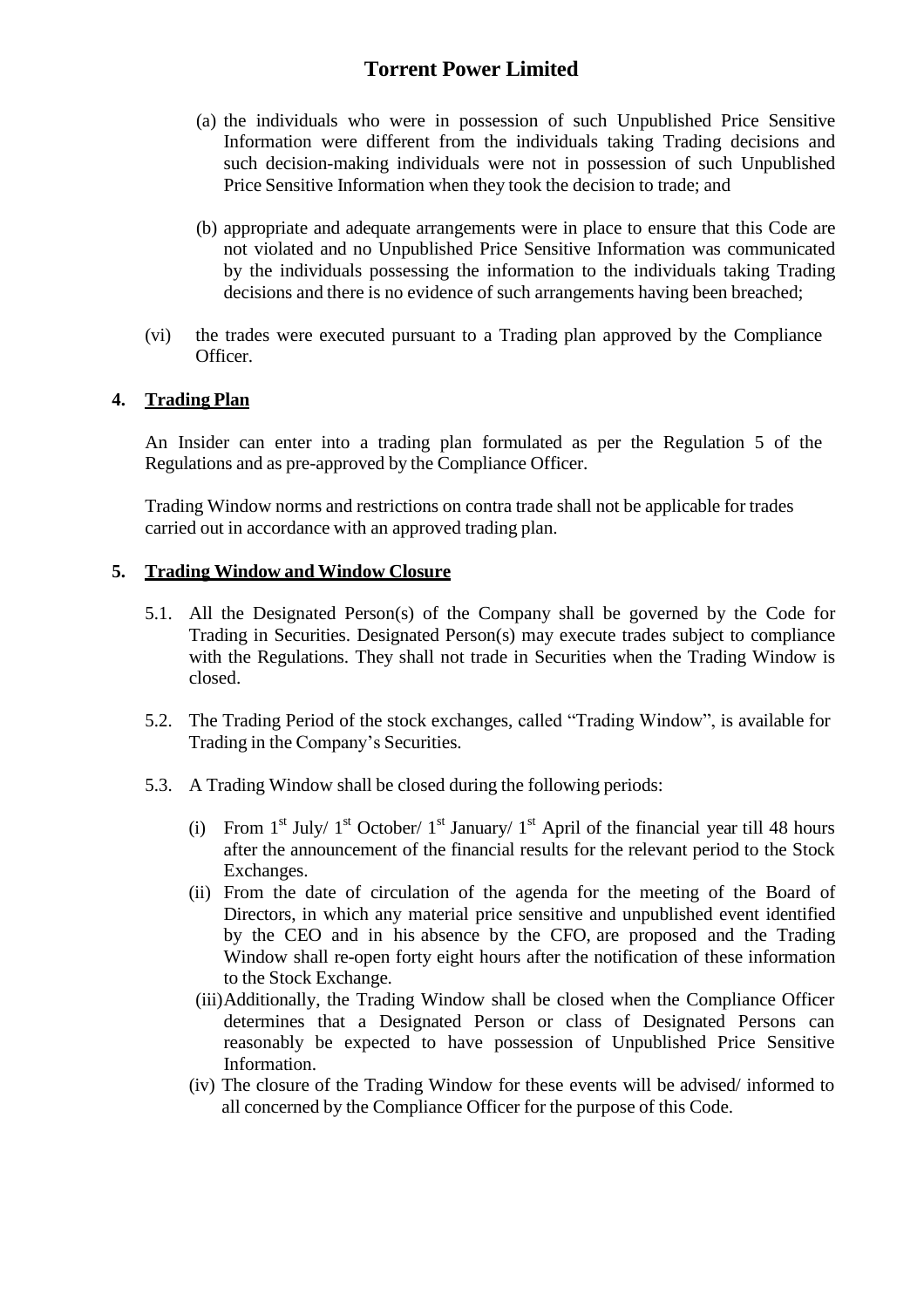(a) the individuals who were in possession of such Unpublished Price Sensitive Information were different from the individuals taking Trading decisions and such decision-making individuals were not in possession of such Unpublished Price Sensitive Information when they took the decision to trade; and

(b) appropriate and adequate arrangements were in place to ensure that this Code are not violated and no Unpublished Price Sensitive Information was communicated by the individuals possessing the information to the individuals taking Trading decisions and there is no evidence of such arrangements having been breached;

(vi) the trades were executed pursuant to a Trading plan approved by the Compliance Officer.

**4. Trading Plan**

An Insider can enter into a trading plan formulated as per the Regulation 5 of the Regulations and as pre-approved by the Compliance Officer.

Trading Window norms and restrictions on contra trade shall not be applicable for trades carried out in accordance with an approved trading plan.

**5. Trading Window and Window Closure**

5.1. All the Designated Person(s) of the Company shall be governed by the Code for Trading in Securities. Designated Person(s) may execute trades subject to compliance with the Regulations. They shall not trade in Securities when the Trading Window is closed.

5.2. The Trading Period of the stock exchanges, called "Trading Window", is available for Trading in the Company's Securities.

5.3. A Trading Window shall be closed during the following periods:

(i) From 1st July/ 1st October/ 1st January/ 1st April of the financial year till 48 hours after the announcement of the financial results for the relevant period to the Stock Exchanges.

(ii) From the date of circulation of the agenda for the meeting of the Board of Directors, in which any material price sensitive and unpublished event identified by the CEO and in his absence by the CFO, are proposed and the Trading Window shall re-open forty eight hours after the notification of these information to the Stock Exchange.

(iii) Additionally, the Trading Window shall be closed when the Compliance Officer determines that a Designated Person or class of Designated Persons can reasonably be expected to have possession of Unpublished Price Sensitive Information.

(iv) The closure of the Trading Window for these events will be advised/ informed to all concerned by the Compliance Officer for the purpose of this Code.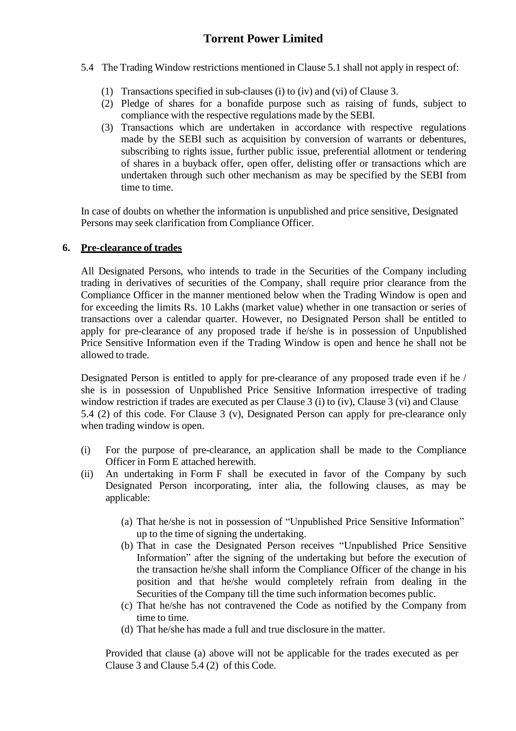5.4 The Trading Window restrictions mentioned in Clause 5.1 shall not apply in respect of:

(1) Transactions specified in sub-clauses (i) to (iv) and (vi) of Clause 3.
(2) Pledge of shares for a bonafide purpose such as raising of funds, subject to compliance with the respective regulations made by the SEBI.
(3) Transactions which are undertaken in accordance with respective regulations made by the SEBI such as acquisition by conversion of warrants or debentures, subscribing to rights issue, further public issue, preferential allotment or tendering of shares in a buyback offer, open offer, delisting offer or transactions which are undertaken through such other mechanism as may be specified by the SEBI from time to time.

In case of doubts on whether the information is unpublished and price sensitive, Designated Persons may seek clarification from Compliance Officer.

## 6. Pre-clearance of trades

All Designated Persons, who intends to trade in the Securities of the Company including trading in derivatives of securities of the Company, shall require prior clearance from the Compliance Officer in the manner mentioned below when the Trading Window is open and for exceeding the limits Rs. 10 Lakhs (market value) whether in one transaction or series of transactions over a calendar quarter. However, no Designated Person shall be entitled to apply for pre-clearance of any proposed trade if he/she is in possession of Unpublished Price Sensitive Information even if the Trading Window is open and hence he shall not be allowed to trade.

Designated Person is entitled to apply for pre-clearance of any proposed trade even if he / she is in possession of Unpublished Price Sensitive Information irrespective of trading window restriction if trades are executed as per Clause 3 (i) to (iv), Clause 3 (vi) and Clause 5.4 (2) of this code. For Clause 3 (v), Designated Person can apply for pre-clearance only when trading window is open.

(i) For the purpose of pre-clearance, an application shall be made to the Compliance Officer in Form E attached herewith.
(ii) An undertaking in Form F shall be executed in favor of the Company by such Designated Person incorporating, inter alia, the following clauses, as may be applicable:

(a) That he/she is not in possession of "Unpublished Price Sensitive Information" up to the time of signing the undertaking.
(b) That in case the Designated Person receives "Unpublished Price Sensitive Information" after the signing of the undertaking but before the execution of the transaction he/she shall inform the Compliance Officer of the change in his position and that he/she would completely refrain from dealing in the Securities of the Company till the time such information becomes public.
(c) That he/she has not contravened the Code as notified by the Company from time to time.
(d) That he/she has made a full and true disclosure in the matter.

Provided that clause (a) above will not be applicable for the trades executed as per Clause 3 and Clause 5.4 (2) of this Code.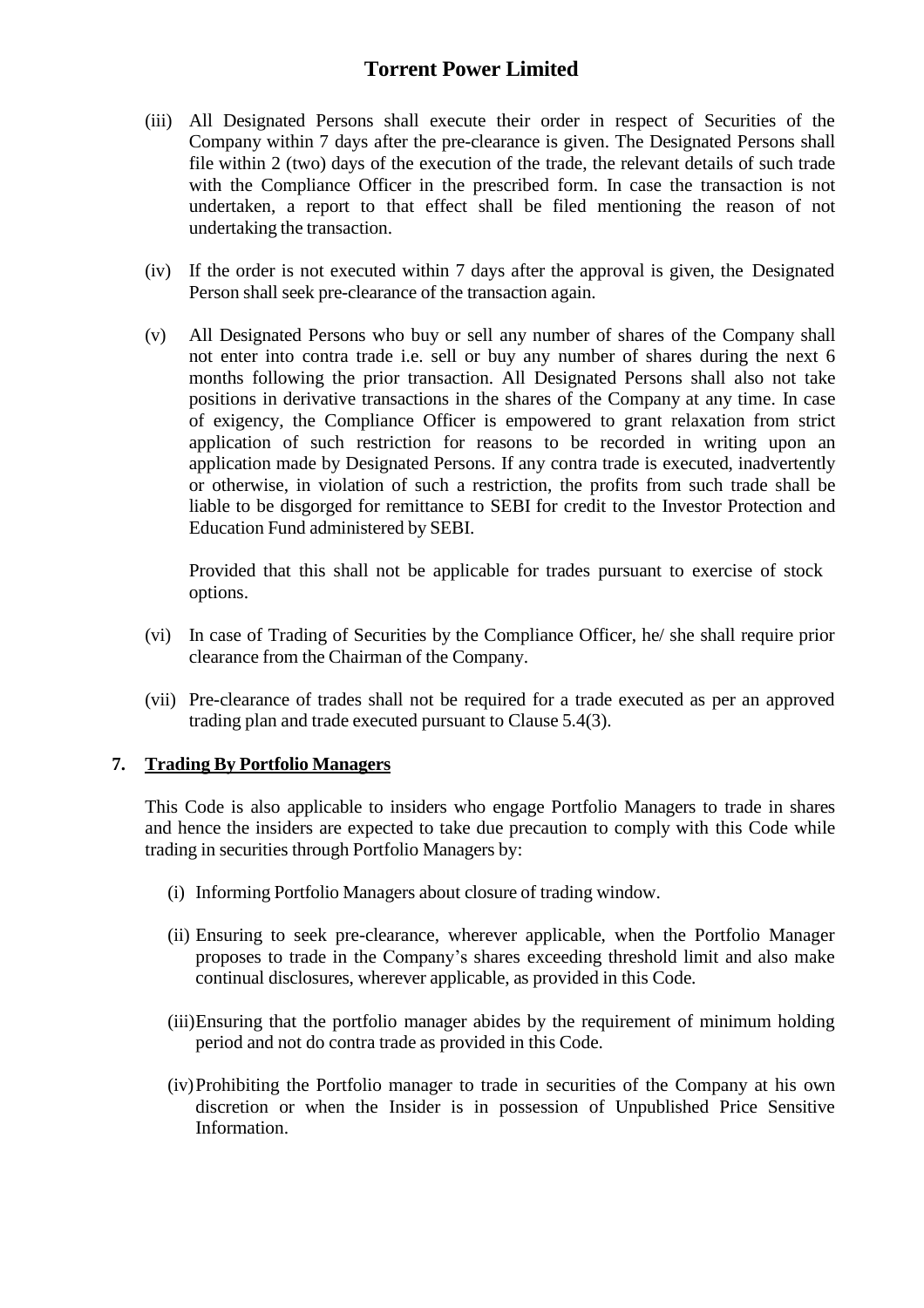(iii) All Designated Persons shall execute their order in respect of Securities of the Company within 7 days after the pre-clearance is given. The Designated Persons shall file within 2 (two) days of the execution of the trade, the relevant details of such trade with the Compliance Officer in the prescribed form. In case the transaction is not undertaken, a report to that effect shall be filed mentioning the reason of not undertaking the transaction.

(iv) If the order is not executed within 7 days after the approval is given, the Designated Person shall seek pre-clearance of the transaction again.

(v) All Designated Persons who buy or sell any number of shares of the Company shall not enter into contra trade i.e. sell or buy any number of shares during the next 6 months following the prior transaction. All Designated Persons shall also not take positions in derivative transactions in the shares of the Company at any time. In case of exigency, the Compliance Officer is empowered to grant relaxation from strict application of such restriction for reasons to be recorded in writing upon an application made by Designated Persons. If any contra trade is executed, inadvertently or otherwise, in violation of such a restriction, the profits from such trade shall be liable to be disgorged for remittance to SEBI for credit to the Investor Protection and Education Fund administered by SEBI.

Provided that this shall not be applicable for trades pursuant to exercise of stock options.

(vi) In case of Trading of Securities by the Compliance Officer, he/ she shall require prior clearance from the Chairman of the Company.

(vii) Pre-clearance of trades shall not be required for a trade executed as per an approved trading plan and trade executed pursuant to Clause 5.4(3).

## 7. Trading By Portfolio Managers

This Code is also applicable to insiders who engage Portfolio Managers to trade in shares and hence the insiders are expected to take due precaution to comply with this Code while trading in securities through Portfolio Managers by:

(i) Informing Portfolio Managers about closure of trading window.

(ii) Ensuring to seek pre-clearance, wherever applicable, when the Portfolio Manager proposes to trade in the Company's shares exceeding threshold limit and also make continual disclosures, wherever applicable, as provided in this Code.

(iii) Ensuring that the portfolio manager abides by the requirement of minimum holding period and not do contra trade as provided in this Code.

(iv) Prohibiting the Portfolio manager to trade in securities of the Company at his own discretion or when the Insider is in possession of Unpublished Price Sensitive Information.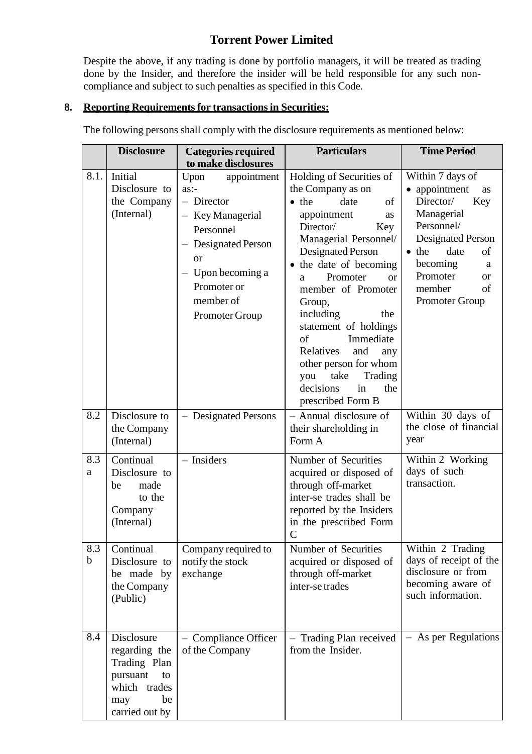Despite the above, if any trading is done by portfolio managers, it will be treated as trading done by the Insider, and therefore the insider will be held responsible for any such non-compliance and subject to such penalties as specified in this Code.

**8. Reporting Requirements for transactions in Securities:**

The following persons shall comply with the disclosure requirements as mentioned below:

| | Disclosure | Categories required to make disclosures | Particulars | Time Period |
|---|---|---|---|---|
| 8.1. | Initial Disclosure to the Company (Internal) | Upon appointment as:- <br>– Director <br>– Key Managerial Personnel <br>– Designated Person or <br>– Upon becoming a Promoter or member of Promoter Group | Holding of Securities of the Company as on <br>• the date of appointment as Director/ Key Managerial Personnel/ Designated Person <br>• the date of becoming a Promoter or member of Promoter Group, <br>including the statement of holdings of Immediate Relatives and any other person for whom you take Trading decisions in the prescribed Form B | Within 7 days of <br>• appointment as Director/ Key Managerial Personnel/ Designated Person <br>• the date of becoming a Promoter or member of Promoter Group |
| 8.2 | Disclosure to the Company (Internal) | – Designated Persons | – Annual disclosure of their shareholding in Form A | Within 30 days of the close of financial year |
| 8.3 a | Continual Disclosure to be made to the Company (Internal) | – Insiders | Number of Securities acquired or disposed of through off-market inter-se trades shall be reported by the Insiders in the prescribed Form C | Within 2 Working days of such transaction. |
| 8.3 b | Continual Disclosure to be made by the Company (Public) | Company required to notify the stock exchange | Number of Securities acquired or disposed of through off-market inter-se trades | Within 2 Trading days of receipt of the disclosure or from becoming aware of such information. |
| 8.4 | Disclosure regarding the Trading Plan pursuant to which trades may be carried out by | – Compliance Officer of the Company | – Trading Plan received from the Insider. | – As per Regulations |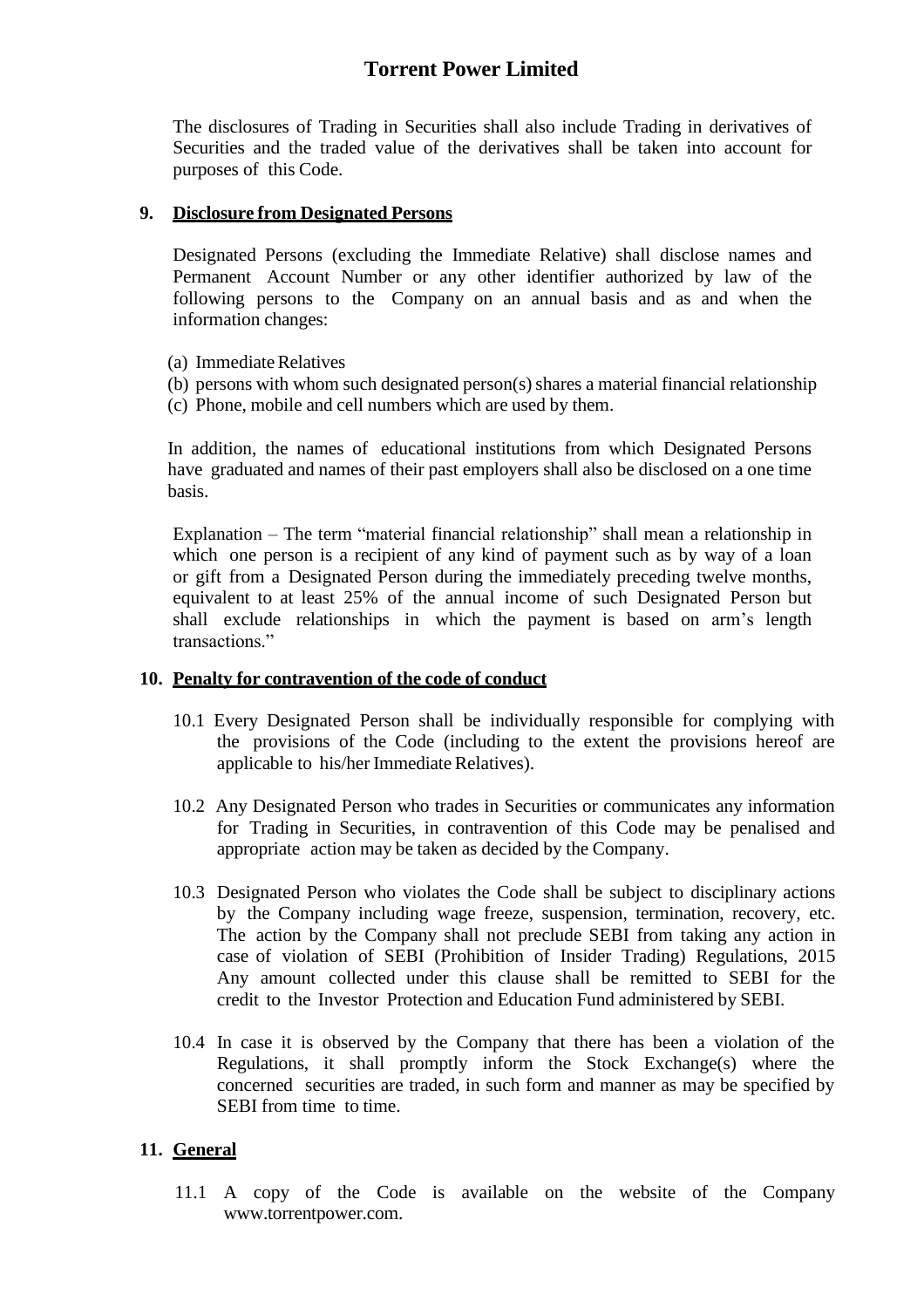The disclosures of Trading in Securities shall also include Trading in derivatives of Securities and the traded value of the derivatives shall be taken into account for purposes of this Code.

**9. Disclosure from Designated Persons**

Designated Persons (excluding the Immediate Relative) shall disclose names and Permanent Account Number or any other identifier authorized by law of the following persons to the Company on an annual basis and as and when the information changes:

(a) Immediate Relatives
(b) persons with whom such designated person(s) shares a material financial relationship
(c) Phone, mobile and cell numbers which are used by them.

In addition, the names of educational institutions from which Designated Persons have graduated and names of their past employers shall also be disclosed on a one time basis.

Explanation – The term "material financial relationship" shall mean a relationship in which one person is a recipient of any kind of payment such as by way of a loan or gift from a Designated Person during the immediately preceding twelve months, equivalent to at least 25% of the annual income of such Designated Person but shall exclude relationships in which the payment is based on arm's length transactions."

**10. Penalty for contravention of the code of conduct**

10.1 Every Designated Person shall be individually responsible for complying with the provisions of the Code (including to the extent the provisions hereof are applicable to his/her Immediate Relatives).

10.2 Any Designated Person who trades in Securities or communicates any information for Trading in Securities, in contravention of this Code may be penalised and appropriate action may be taken as decided by the Company.

10.3 Designated Person who violates the Code shall be subject to disciplinary actions by the Company including wage freeze, suspension, termination, recovery, etc. The action by the Company shall not preclude SEBI from taking any action in case of violation of SEBI (Prohibition of Insider Trading) Regulations, 2015 Any amount collected under this clause shall be remitted to SEBI for the credit to the Investor Protection and Education Fund administered by SEBI.

10.4 In case it is observed by the Company that there has been a violation of the Regulations, it shall promptly inform the Stock Exchange(s) where the concerned securities are traded, in such form and manner as may be specified by SEBI from time to time.

**11. General**

11.1 A copy of the Code is available on the website of the Company www.torrentpower.com.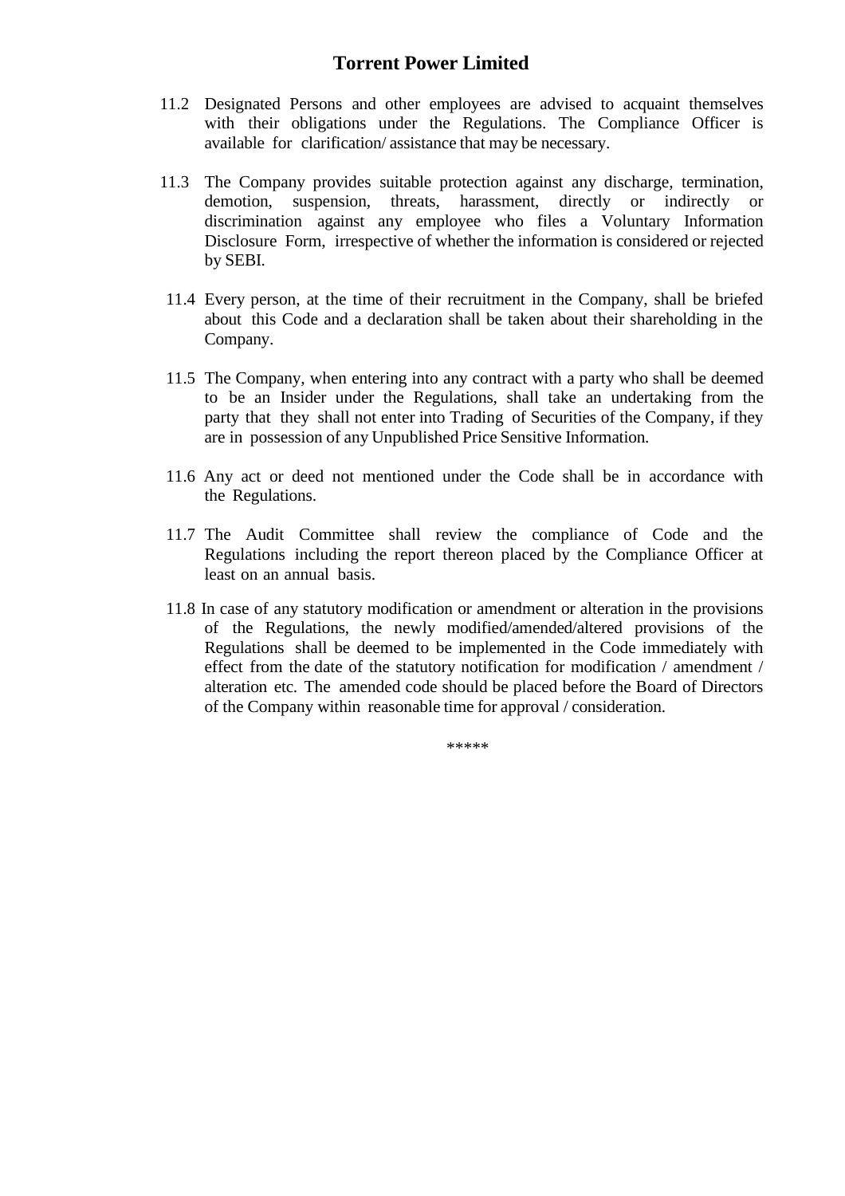11.2 Designated Persons and other employees are advised to acquaint themselves with their obligations under the Regulations. The Compliance Officer is available for clarification/ assistance that may be necessary.

11.3 The Company provides suitable protection against any discharge, termination, demotion, suspension, threats, harassment, directly or indirectly or discrimination against any employee who files a Voluntary Information Disclosure Form, irrespective of whether the information is considered or rejected by SEBI.

11.4 Every person, at the time of their recruitment in the Company, shall be briefed about this Code and a declaration shall be taken about their shareholding in the Company.

11.5 The Company, when entering into any contract with a party who shall be deemed to be an Insider under the Regulations, shall take an undertaking from the party that they shall not enter into Trading of Securities of the Company, if they are in possession of any Unpublished Price Sensitive Information.

11.6 Any act or deed not mentioned under the Code shall be in accordance with the Regulations.

11.7 The Audit Committee shall review the compliance of Code and the Regulations including the report thereon placed by the Compliance Officer at least on an annual basis.

11.8 In case of any statutory modification or amendment or alteration in the provisions of the Regulations, the newly modified/amended/altered provisions of the Regulations shall be deemed to be implemented in the Code immediately with effect from the date of the statutory notification for modification / amendment / alteration etc. The amended code should be placed before the Board of Directors of the Company within reasonable time for approval / consideration.

*****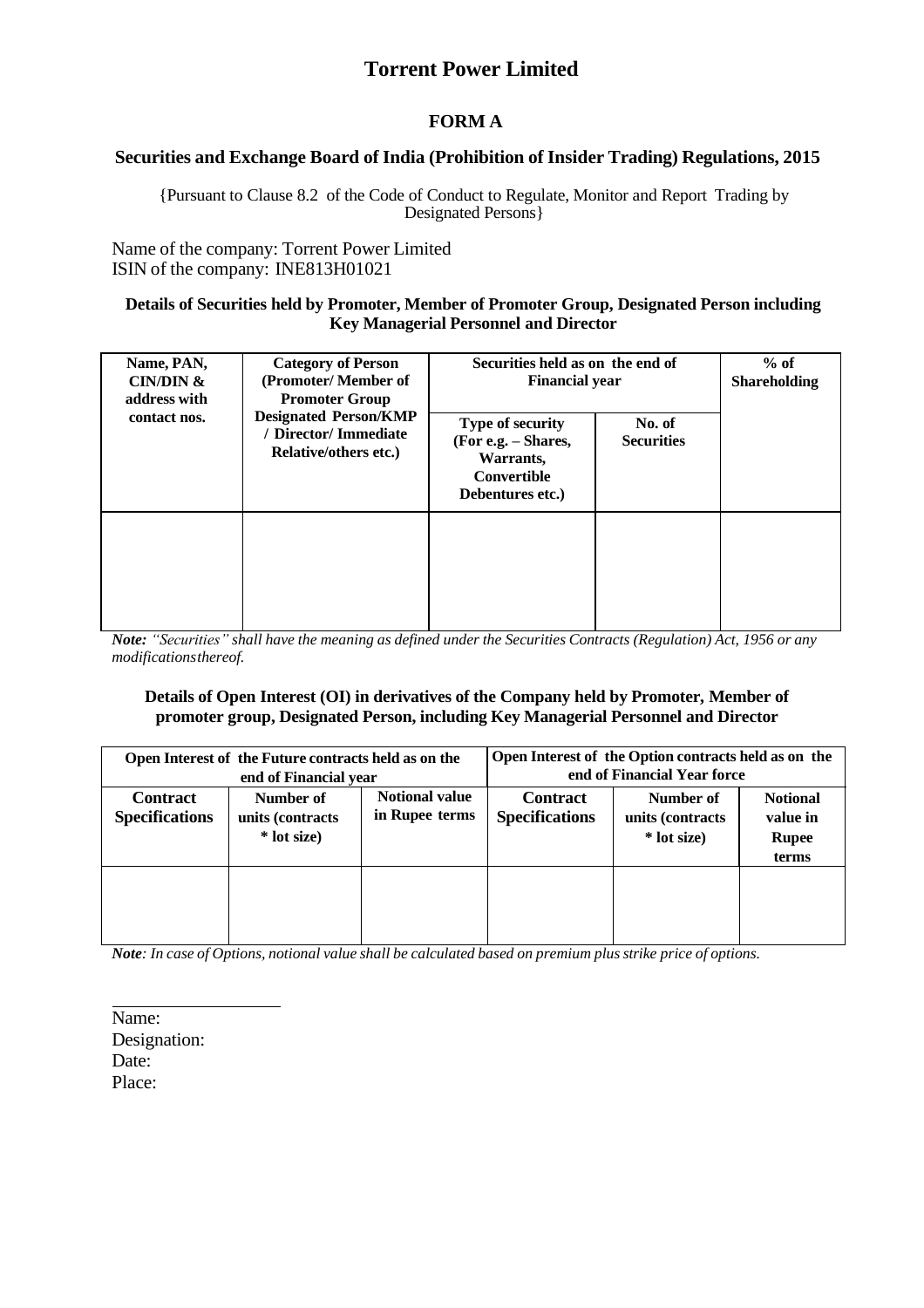# Torrent Power Limited

## FORM A

### Securities and Exchange Board of India (Prohibition of Insider Trading) Regulations, 2015

{Pursuant to Clause 8.2 of the Code of Conduct to Regulate, Monitor and Report Trading by Designated Persons}

Name of the company: Torrent Power Limited
ISIN of the company: INE813H01021

**Details of Securities held by Promoter, Member of Promoter Group, Designated Person including Key Managerial Personnel and Director**

| Name, PAN, CIN/DIN & address with contact nos. | Category of Person (Promoter/ Member of Promoter Group Designated Person/KMP / Director/ Immediate Relative/others etc.) | Securities held as on the end of Financial year | | % of Shareholding |
|---|---|---|---|---|
| | | Type of security (For e.g. – Shares, Warrants, Convertible Debentures etc.) | No. of Securities | |
| | | | | |

*Note: "Securities" shall have the meaning as defined under the Securities Contracts (Regulation) Act, 1956 or any modificationsthereof.*

**Details of Open Interest (OI) in derivatives of the Company held by Promoter, Member of promoter group, Designated Person, including Key Managerial Personnel and Director**

| Open Interest of the Future contracts held as on the end of Financial year | | | Open Interest of the Option contracts held as on the end of Financial Year force | | |
|---|---|---|---|---|---|
| Contract Specifications | Number of units (contracts * lot size) | Notional value in Rupee terms | Contract Specifications | Number of units (contracts * lot size) | Notional value in Rupee terms |
| | | | | | |

*Note: In case of Options, notional value shall be calculated based on premium plus strike price of options.*

Name:
Designation:
Date:
Place: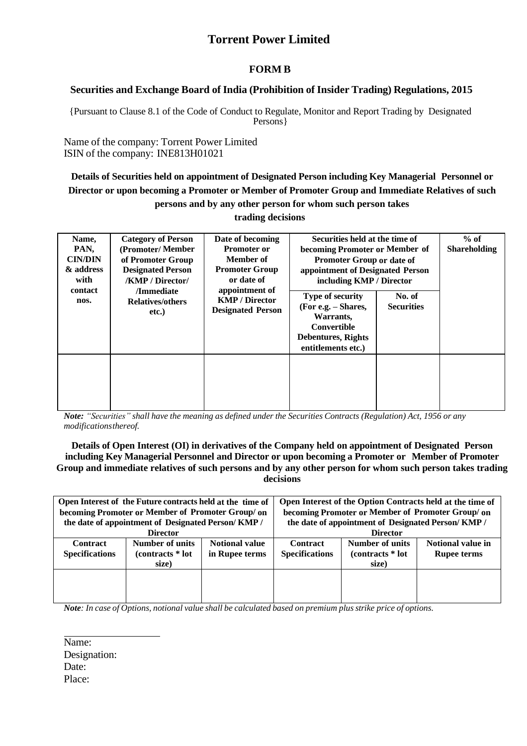# Torrent Power Limited

## FORM B

### Securities and Exchange Board of India (Prohibition of Insider Trading) Regulations, 2015

{Pursuant to Clause 8.1 of the Code of Conduct to Regulate, Monitor and Report Trading by Designated Persons}

Name of the company: Torrent Power Limited
ISIN of the company: INE813H01021

**Details of Securities held on appointment of Designated Person including Key Managerial Personnel or Director or upon becoming a Promoter or Member of Promoter Group and Immediate Relatives of such persons and by any other person for whom such person takes trading decisions**

| Name, PAN, CIN/DIN & address with contact nos. | Category of Person (Promoter/ Member of Promoter Group Designated Person /KMP / Director/ /Immediate Relatives/others etc.) | Date of becoming Promoter or Member of Promoter Group or date of appointment of KMP / Director Designated Person | Securities held at the time of becoming Promoter or Member of Promoter Group or date of appointment of Designated Person including KMP / Director | | % of Shareholding |
|---|---|---|---|---|---|
| | | | Type of security (For e.g. – Shares, Warrants, Convertible Debentures, Rights entitlements etc.) | No. of Securities | |
| | | | | | |

*Note: "Securities" shall have the meaning as defined under the Securities Contracts (Regulation) Act, 1956 or any modificationsthereof.*

**Details of Open Interest (OI) in derivatives of the Company held on appointment of Designated Person including Key Managerial Personnel and Director or upon becoming a Promoter or Member of Promoter Group and immediate relatives of such persons and by any other person for whom such person takes trading decisions**

| Open Interest of the Future contracts held at the time of becoming Promoter or Member of Promoter Group/ on the date of appointment of Designated Person/ KMP / Director | | | Open Interest of the Option Contracts held at the time of becoming Promoter or Member of Promoter Group/ on the date of appointment of Designated Person/ KMP / Director | | |
|---|---|---|---|---|---|
| Contract Specifications | Number of units (contracts * lot size) | Notional value in Rupee terms | Contract Specifications | Number of units (contracts * lot size) | Notional value in Rupee terms |
| | | | | | |

***Note**: In case of Options, notional value shall be calculated based on premium plus strike price of options.*

Name:
Designation:
Date:
Place: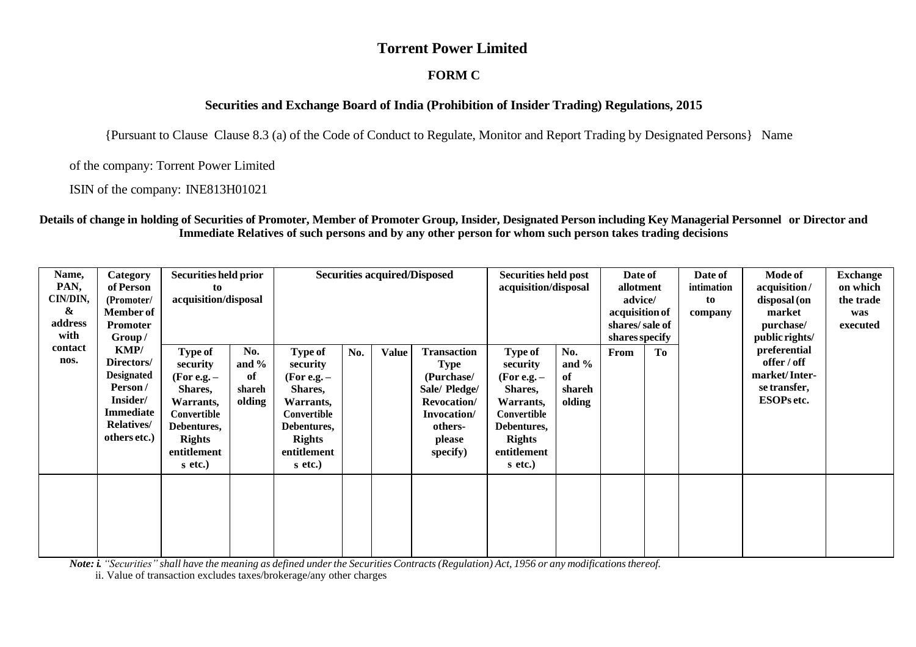# Torrent Power Limited

## FORM C

### Securities and Exchange Board of India (Prohibition of Insider Trading) Regulations, 2015

{Pursuant to Clause Clause 8.3 (a) of the Code of Conduct to Regulate, Monitor and Report Trading by Designated Persons} Name of the company: Torrent Power Limited

ISIN of the company: INE813H01021

**Details of change in holding of Securities of Promoter, Member of Promoter Group, Insider, Designated Person including Key Managerial Personnel or Director and Immediate Relatives of such persons and by any other person for whom such person takes trading decisions**

| Name, PAN, CIN/DIN, & address with contact nos. | Category of Person (Promoter/ Member of Promoter Group / KMP/ Directors/ Designated Person / Insider/ Immediate Relatives/ others etc.) | Securities held prior to acquisition/disposal | | Securities acquired/Disposed | | | | Securities held post acquisition/disposal | | Date of allotment advice/ acquisition of shares/ sale of shares specify | | Date of intimation to company | Mode of acquisition / disposal (on market purchase/ public rights/ preferential offer / off market/ Inter-se transfer, ESOPs etc. | Exchange on which the trade was executed |
|---|---|---|---|---|---|---|---|---|---|---|---|---|---|---|
| | | Type of security (For e.g. – Shares, Warrants, Convertible Debentures, Rights entitlements etc.) | No. and % of shareholding | Type of security (For e.g. – Shares, Warrants, Convertible Debentures, Rights entitlements etc.) | No. | Value | Transaction Type (Purchase/ Sale/ Pledge/ Revocation/ Invocation/ others- please specify) | Type of security (For e.g. – Shares, Warrants, Convertible Debentures, Rights entitlements etc.) | No. and % of shareholding | From | To | | | |
| | | | | | | | | | | | | | | |

***Note: i.** "Securities" shall have the meaning as defined under the Securities Contracts (Regulation) Act, 1956 or any modifications thereof.*

ii. Value of transaction excludes taxes/brokerage/any other charges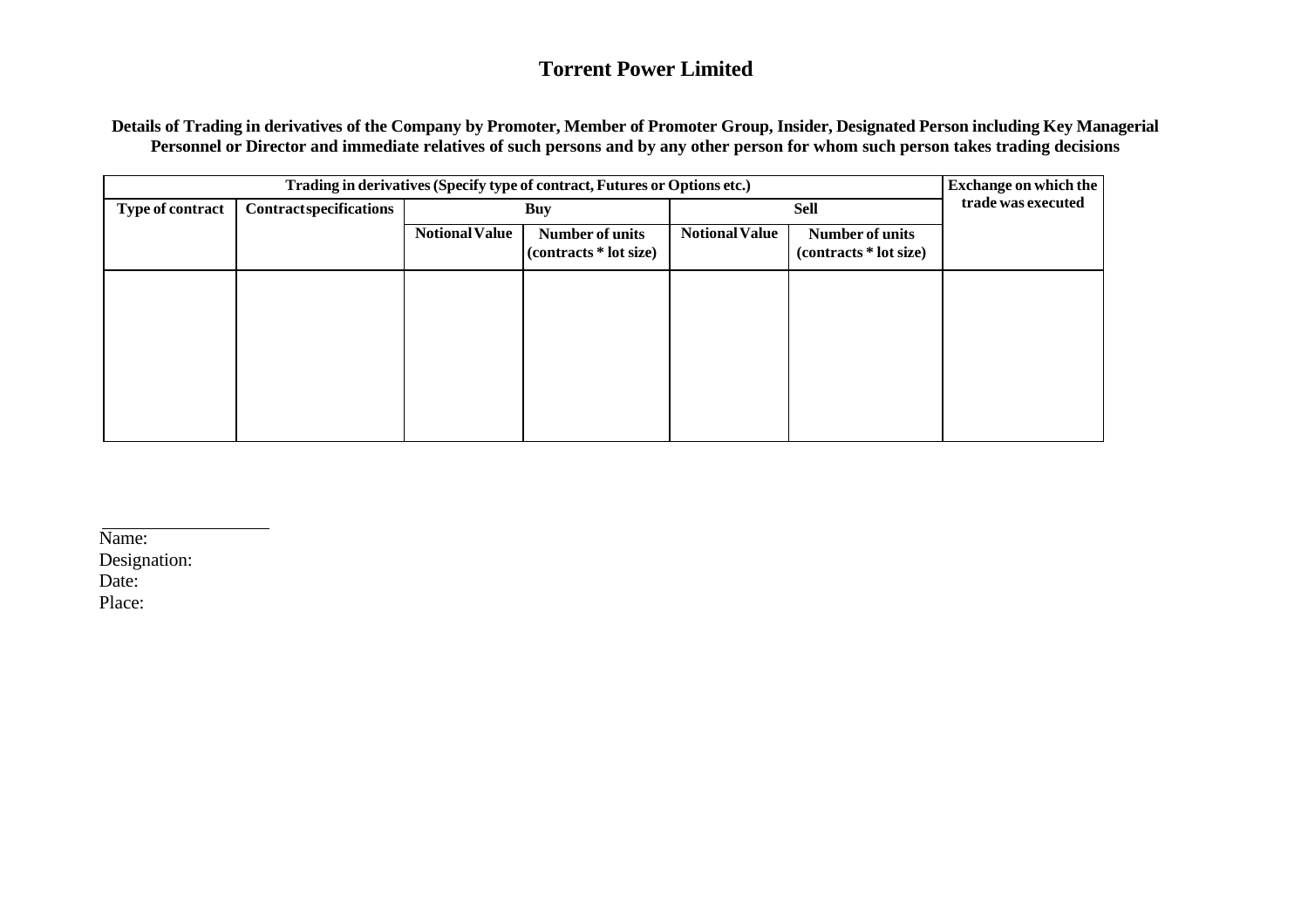# Torrent Power Limited

**Details of Trading in derivatives of the Company by Promoter, Member of Promoter Group, Insider, Designated Person including Key Managerial Personnel or Director and immediate relatives of such persons and by any other person for whom such person takes trading decisions**

| Trading in derivatives (Specify type of contract, Futures or Options etc.) | | | | | | Exchange on which the trade was executed |
|---|---|---|---|---|---|---|
| Type of contract | Contract specifications | Buy | | Sell | | |
| | | Notional Value | Number of units (contracts * lot size) | Notional Value | Number of units (contracts * lot size) | |
| | | | | | | |

Name:
Designation:
Date:
Place: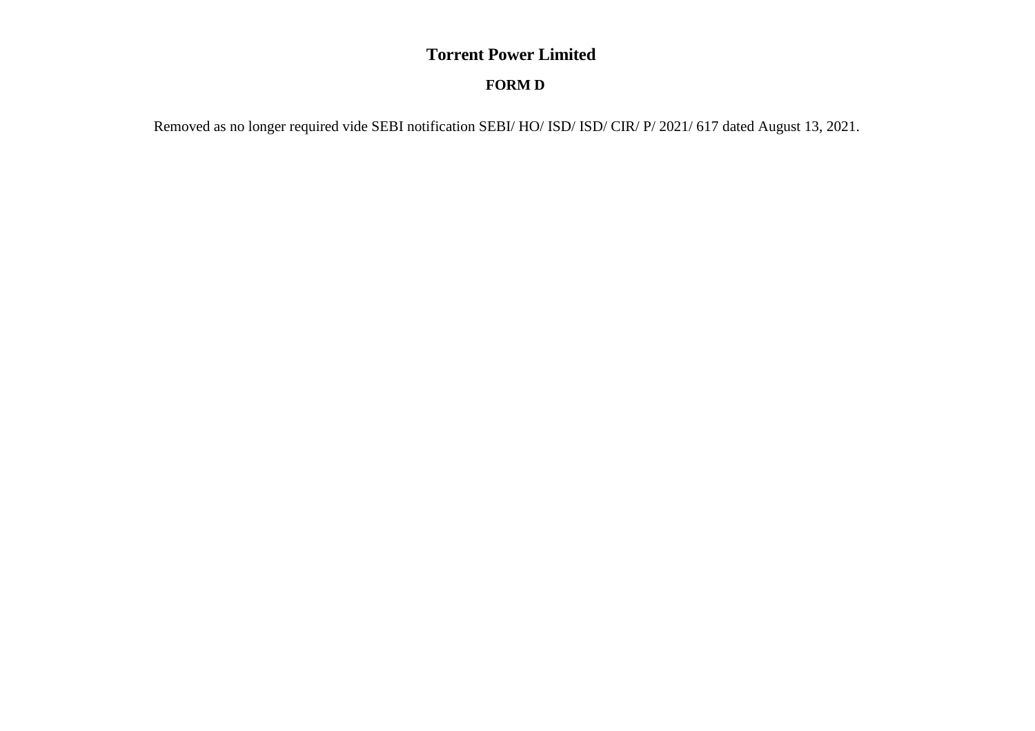# Torrent Power Limited

## FORM D

Removed as no longer required vide SEBI notification SEBI/ HO/ ISD/ ISD/ CIR/ P/ 2021/ 617 dated August 13, 2021.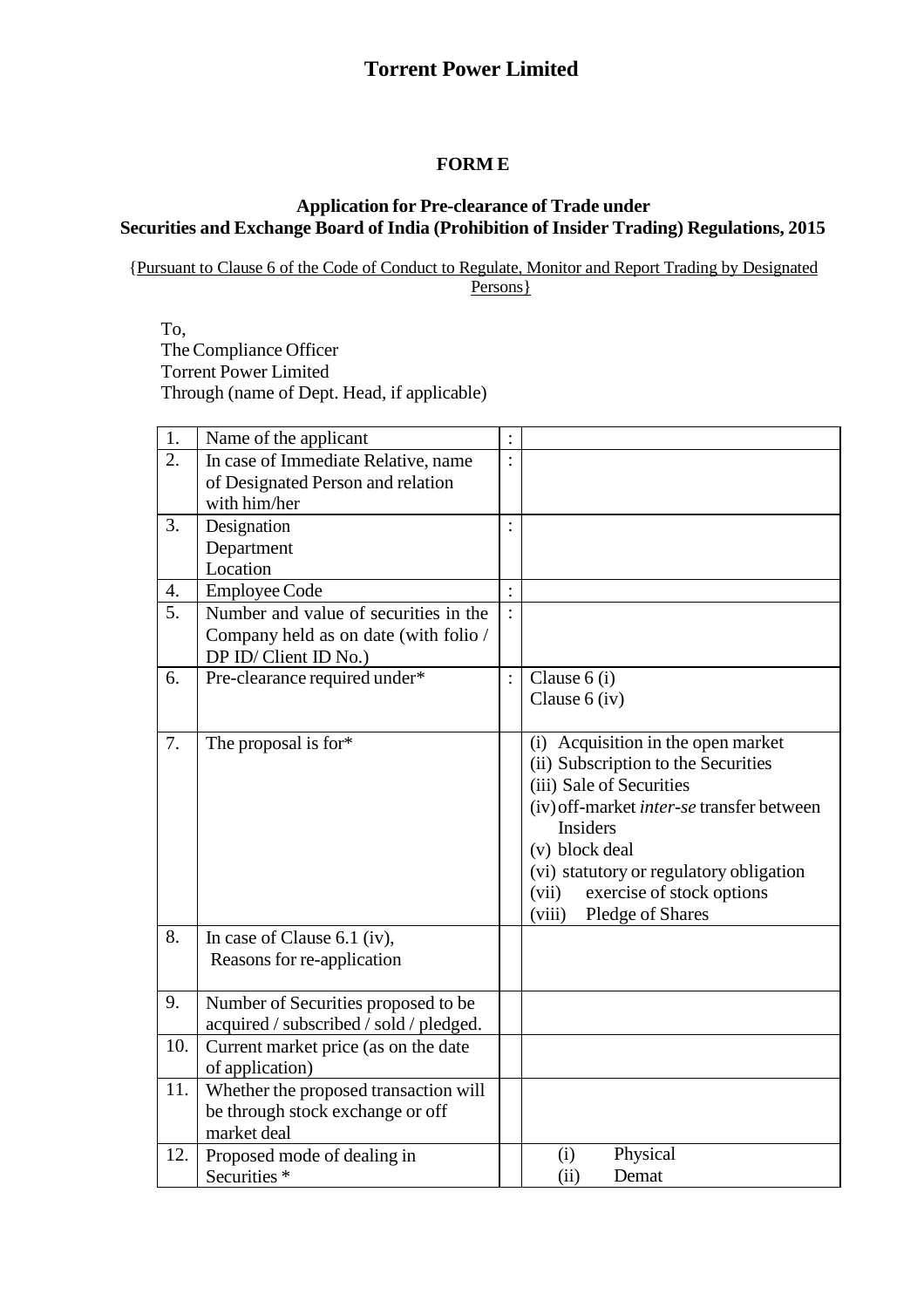# Torrent Power Limited

## FORM E

### Application for Pre-clearance of Trade under Securities and Exchange Board of India (Prohibition of Insider Trading) Regulations, 2015

{Pursuant to Clause 6 of the Code of Conduct to Regulate, Monitor and Report Trading by Designated Persons}

To,
The Compliance Officer
Torrent Power Limited
Through (name of Dept. Head, if applicable)

| | | | |
|---|---|---|---|
| 1. | Name of the applicant | : | |
| 2. | In case of Immediate Relative, name of Designated Person and relation with him/her | : | |
| 3. | Designation<br>Department<br>Location | : | |
| 4. | Employee Code | : | |
| 5. | Number and value of securities in the Company held as on date (with folio / DP ID/ Client ID No.) | : | |
| 6. | Pre-clearance required under* | : | Clause 6 (i)<br>Clause 6 (iv) |
| 7. | The proposal is for* | | (i) Acquisition in the open market<br>(ii) Subscription to the Securities<br>(iii) Sale of Securities<br>(iv) off-market *inter-se* transfer between Insiders<br>(v) block deal<br>(vi) statutory or regulatory obligation<br>(vii) exercise of stock options<br>(viii) Pledge of Shares |
| 8. | In case of Clause 6.1 (iv), Reasons for re-application | | |
| 9. | Number of Securities proposed to be acquired / subscribed / sold / pledged. | | |
| 10. | Current market price (as on the date of application) | | |
| 11. | Whether the proposed transaction will be through stock exchange or off market deal | | |
| 12. | Proposed mode of dealing in Securities * | | (i) Physical<br>(ii) Demat |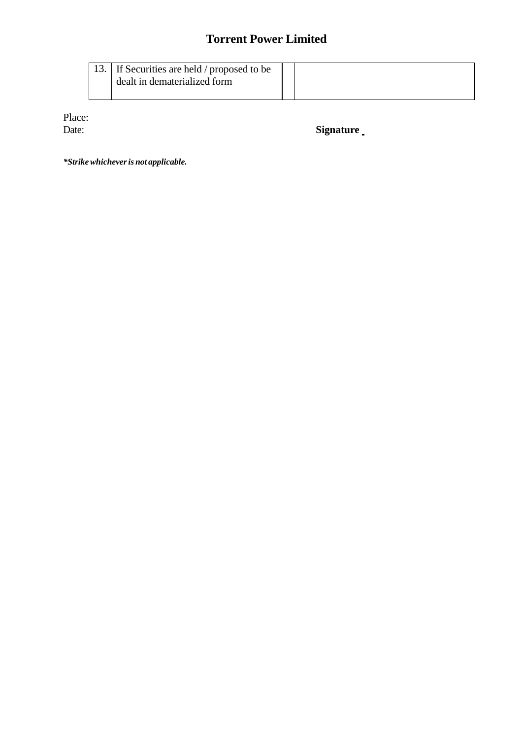# Torrent Power Limited

| 13. | If Securities are held / proposed to be dealt in dematerialized form | | |
|---|---|---|---|

Place:
Date:

**Signature**

***Strike whichever is not applicable.***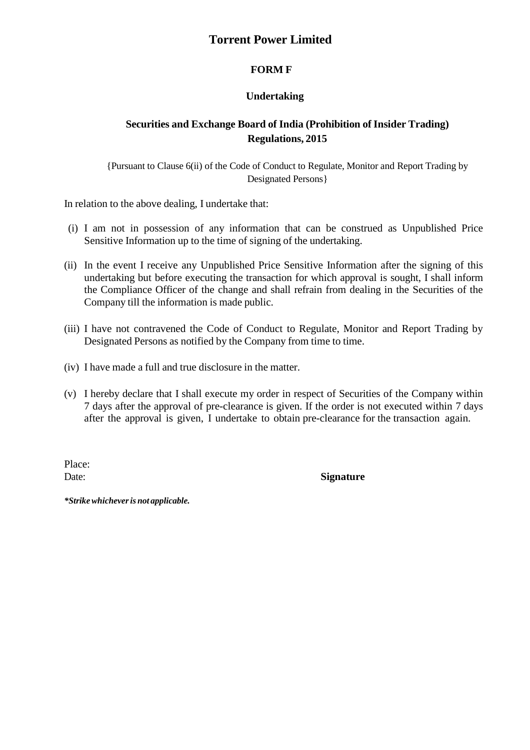# Torrent Power Limited

## FORM F

### Undertaking

### Securities and Exchange Board of India (Prohibition of Insider Trading) Regulations, 2015

{Pursuant to Clause 6(ii) of the Code of Conduct to Regulate, Monitor and Report Trading by Designated Persons}

In relation to the above dealing, I undertake that:

(i) I am not in possession of any information that can be construed as Unpublished Price Sensitive Information up to the time of signing of the undertaking.

(ii) In the event I receive any Unpublished Price Sensitive Information after the signing of this undertaking but before executing the transaction for which approval is sought, I shall inform the Compliance Officer of the change and shall refrain from dealing in the Securities of the Company till the information is made public.

(iii) I have not contravened the Code of Conduct to Regulate, Monitor and Report Trading by Designated Persons as notified by the Company from time to time.

(iv) I have made a full and true disclosure in the matter.

(v) I hereby declare that I shall execute my order in respect of Securities of the Company within 7 days after the approval of pre-clearance is given. If the order is not executed within 7 days after the approval is given, I undertake to obtain pre-clearance for the transaction again.

Place:

Date: **Signature**

***Strike whichever is not applicable.***